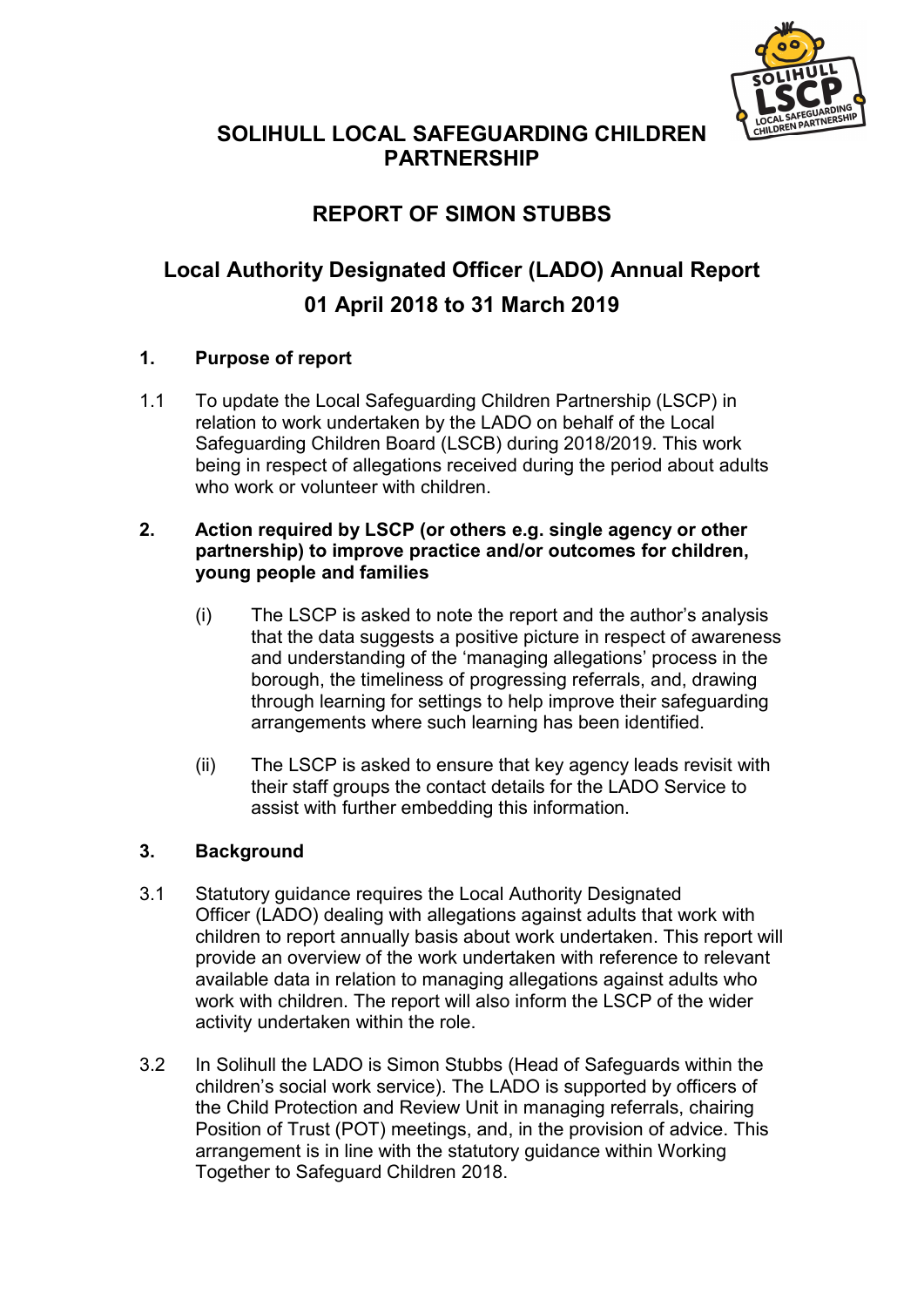# SOLIHULL LOCAL SAFEGUARDING CHILDREN PARTNERSHIP

## REPORT OF SIMON STUBBS

## Local Authority Designated Officer (LADO) Annual Report 01 April 2018 to 31 March 2019

### 1. Purpose of report

1.1 To update the Local Safeguarding Children Partnership (LSCP) in relation to work undertaken by the LADO on behalf of the Local Safeguarding Children Board (LSCB) during 2018/2019. This work being in respect of allegations received during the period about adults who work or volunteer with children.

### 2. Action required by LSCP (or others e.g. single agency or other partnership) to improve practice and/or outcomes for children, young people and families

(i) The LSCP is asked to note the report and the author's analysis that the data suggests a positive picture in respect of awareness and understanding of the 'managing allegations' process in the borough, the timeliness of progressing referrals, and, drawing through learning for settings to help improve their safeguarding arrangements where such learning has been identified.

(ii) The LSCP is asked to ensure that key agency leads revisit with their staff groups the contact details for the LADO Service to assist with further embedding this information.

### 3. Background

3.1 Statutory guidance requires the Local Authority Designated Officer (LADO) dealing with allegations against adults that work with children to report annually basis about work undertaken. This report will provide an overview of the work undertaken with reference to relevant available data in relation to managing allegations against adults who work with children. The report will also inform the LSCP of the wider activity undertaken within the role.

3.2 In Solihull the LADO is Simon Stubbs (Head of Safeguards within the children's social work service). The LADO is supported by officers of the Child Protection and Review Unit in managing referrals, chairing Position of Trust (POT) meetings, and, in the provision of advice. This arrangement is in line with the statutory guidance within Working Together to Safeguard Children 2018.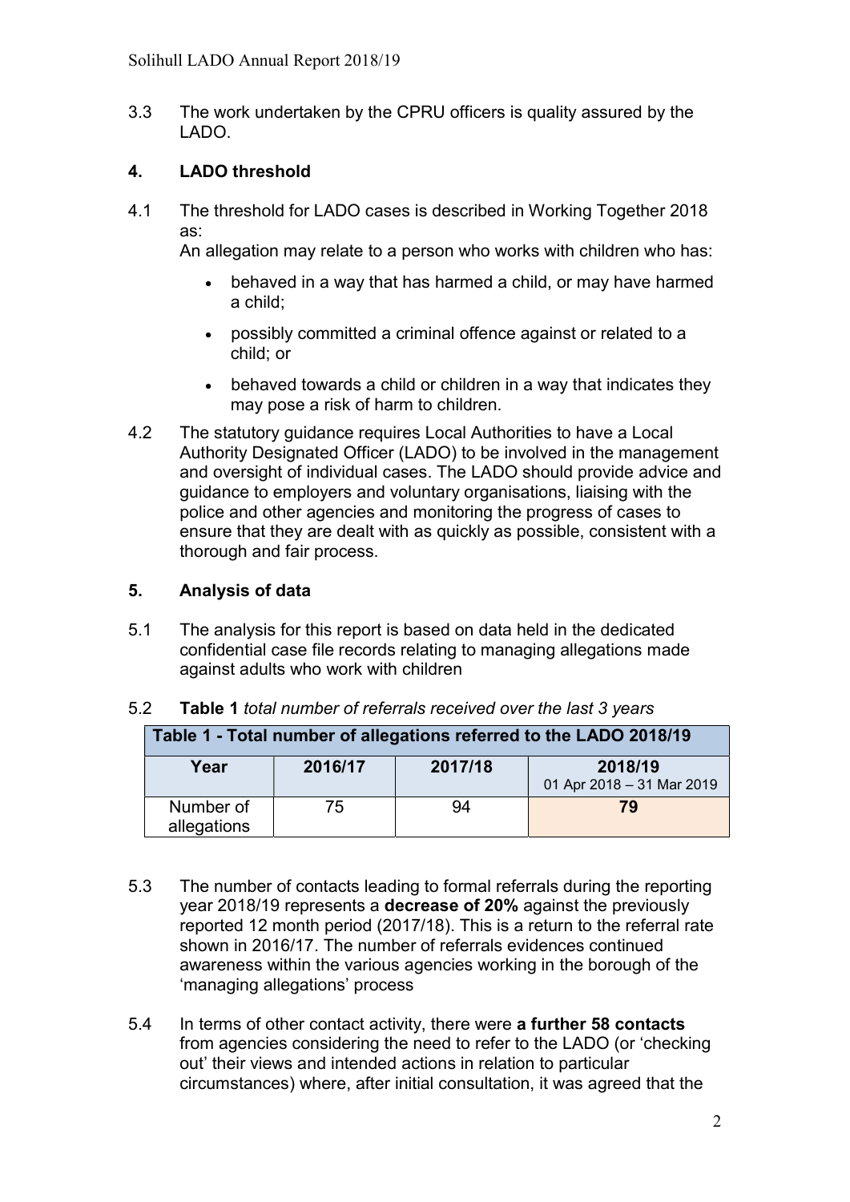3.3 The work undertaken by the CPRU officers is quality assured by the LADO.

## 4. LADO threshold

4.1 The threshold for LADO cases is described in Working Together 2018 as:

An allegation may relate to a person who works with children who has:

- behaved in a way that has harmed a child, or may have harmed a child;
- possibly committed a criminal offence against or related to a child; or
- behaved towards a child or children in a way that indicates they may pose a risk of harm to children.

4.2 The statutory guidance requires Local Authorities to have a Local Authority Designated Officer (LADO) to be involved in the management and oversight of individual cases. The LADO should provide advice and guidance to employers and voluntary organisations, liaising with the police and other agencies and monitoring the progress of cases to ensure that they are dealt with as quickly as possible, consistent with a thorough and fair process.

## 5. Analysis of data

5.1 The analysis for this report is based on data held in the dedicated confidential case file records relating to managing allegations made against adults who work with children

5.2 **Table 1** *total number of referrals received over the last 3 years*

| Table 1 - Total number of allegations referred to the LADO 2018/19 | | | |
|---|---|---|---|
| **Year** | **2016/17** | **2017/18** | **2018/19** 01 Apr 2018 – 31 Mar 2019 |
| Number of allegations | 75 | 94 | **79** |

5.3 The number of contacts leading to formal referrals during the reporting year 2018/19 represents a **decrease of 20%** against the previously reported 12 month period (2017/18). This is a return to the referral rate shown in 2016/17. The number of referrals evidences continued awareness within the various agencies working in the borough of the 'managing allegations' process

5.4 In terms of other contact activity, there were **a further 58 contacts** from agencies considering the need to refer to the LADO (or 'checking out' their views and intended actions in relation to particular circumstances) where, after initial consultation, it was agreed that the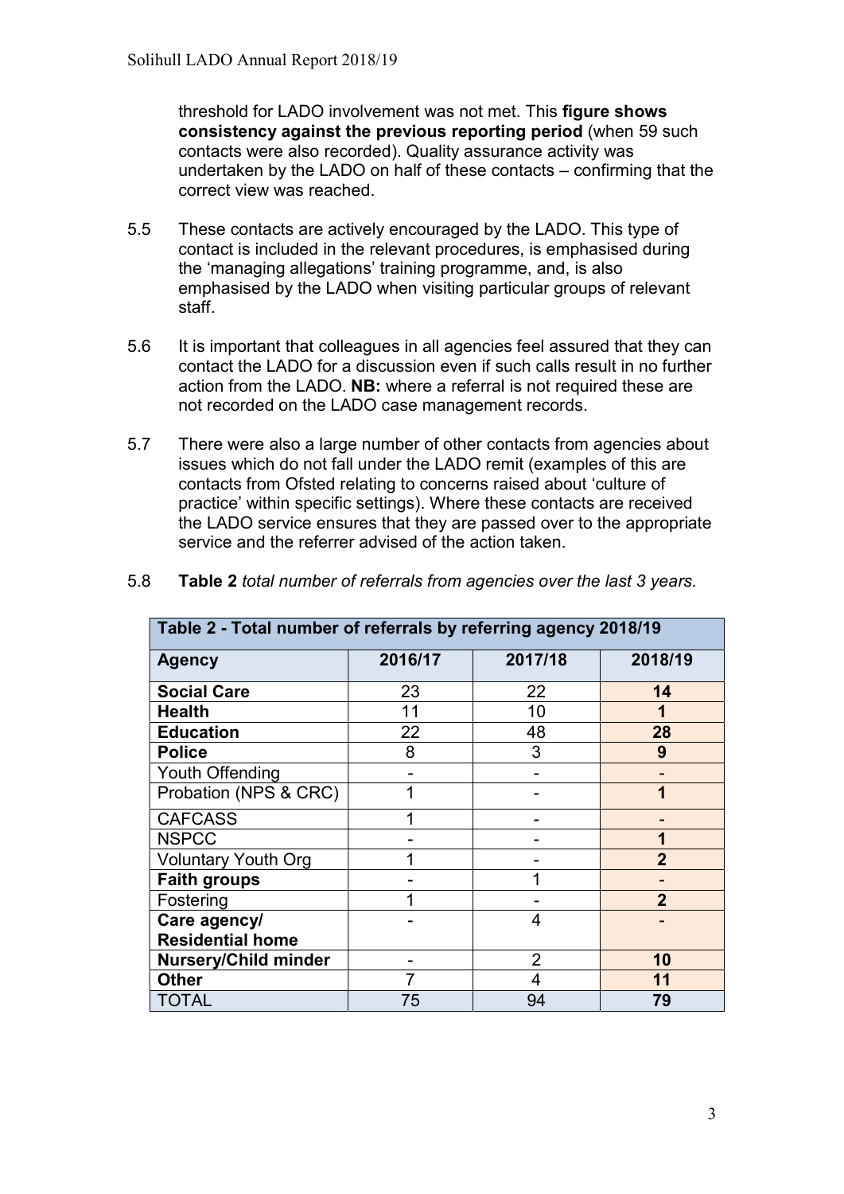threshold for LADO involvement was not met. This **figure shows consistency against the previous reporting period** (when 59 such contacts were also recorded). Quality assurance activity was undertaken by the LADO on half of these contacts – confirming that the correct view was reached.

5.5 These contacts are actively encouraged by the LADO. This type of contact is included in the relevant procedures, is emphasised during the 'managing allegations' training programme, and, is also emphasised by the LADO when visiting particular groups of relevant staff.

5.6 It is important that colleagues in all agencies feel assured that they can contact the LADO for a discussion even if such calls result in no further action from the LADO. **NB:** where a referral is not required these are not recorded on the LADO case management records.

5.7 There were also a large number of other contacts from agencies about issues which do not fall under the LADO remit (examples of this are contacts from Ofsted relating to concerns raised about 'culture of practice' within specific settings). Where these contacts are received the LADO service ensures that they are passed over to the appropriate service and the referrer advised of the action taken.

5.8 **Table 2** *total number of referrals from agencies over the last 3 years*.

| **Table 2 - Total number of referrals by referring agency 2018/19** | | | |
|---|---|---|---|
| **Agency** | **2016/17** | **2017/18** | **2018/19** |
| **Social Care** | 23 | 22 | **14** |
| **Health** | 11 | 10 | **1** |
| **Education** | 22 | 48 | **28** |
| **Police** | 8 | 3 | **9** |
| Youth Offending | - | - | - |
| Probation (NPS & CRC) | 1 | - | **1** |
| CAFCASS | 1 | - | - |
| NSPCC | - | - | **1** |
| Voluntary Youth Org | 1 | - | **2** |
| **Faith groups** | - | 1 | - |
| Fostering | 1 | - | **2** |
| **Care agency/ Residential home** | - | 4 | - |
| **Nursery/Child minder** | - | 2 | **10** |
| **Other** | 7 | 4 | **11** |
| TOTAL | 75 | 94 | **79** |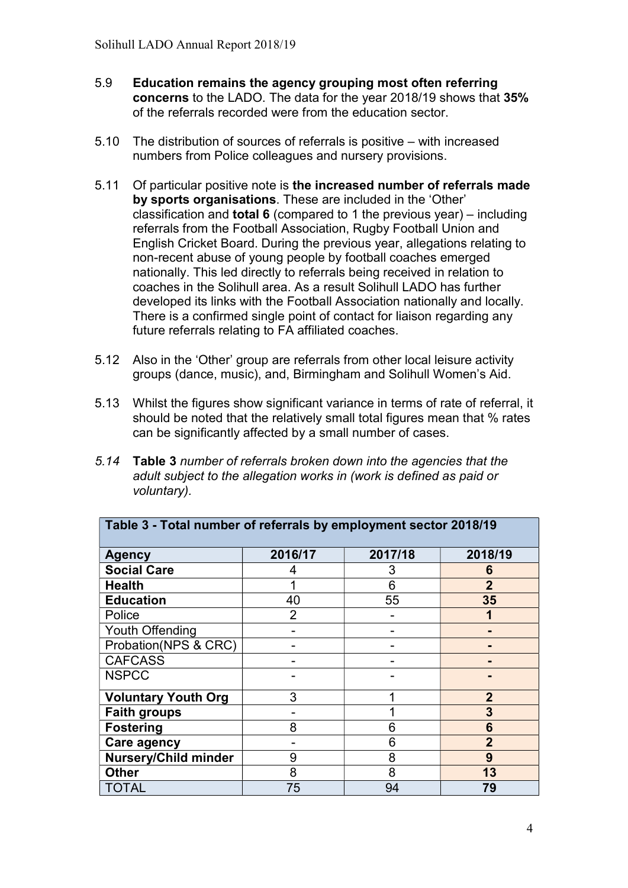5.9 **Education remains the agency grouping most often referring concerns** to the LADO. The data for the year 2018/19 shows that **35%** of the referrals recorded were from the education sector.

5.10 The distribution of sources of referrals is positive – with increased numbers from Police colleagues and nursery provisions.

5.11 Of particular positive note is **the increased number of referrals made by sports organisations**. These are included in the 'Other' classification and **total 6** (compared to 1 the previous year) – including referrals from the Football Association, Rugby Football Union and English Cricket Board. During the previous year, allegations relating to non-recent abuse of young people by football coaches emerged nationally. This led directly to referrals being received in relation to coaches in the Solihull area. As a result Solihull LADO has further developed its links with the Football Association nationally and locally. There is a confirmed single point of contact for liaison regarding any future referrals relating to FA affiliated coaches.

5.12 Also in the 'Other' group are referrals from other local leisure activity groups (dance, music), and, Birmingham and Solihull Women's Aid.

5.13 Whilst the figures show significant variance in terms of rate of referral, it should be noted that the relatively small total figures mean that % rates can be significantly affected by a small number of cases.

*5.14* **Table 3** *number of referrals broken down into the agencies that the adult subject to the allegation works in (work is defined as paid or voluntary).*

| Table 3 - Total number of referrals by employment sector 2018/19 | | | |
|---|---|---|---|
| **Agency** | **2016/17** | **2017/18** | **2018/19** |
| **Social Care** | 4 | 3 | **6** |
| **Health** | 1 | 6 | **2** |
| **Education** | 40 | 55 | **35** |
| Police | 2 | - | **1** |
| Youth Offending | - | - | **-** |
| Probation(NPS & CRC) | - | - | **-** |
| CAFCASS | - | - | **-** |
| NSPCC | - | - | **-** |
| **Voluntary Youth Org** | 3 | 1 | **2** |
| **Faith groups** | - | 1 | **3** |
| **Fostering** | 8 | 6 | **6** |
| **Care agency** | - | 6 | **2** |
| **Nursery/Child minder** | 9 | 8 | **9** |
| **Other** | 8 | 8 | **13** |
| TOTAL | 75 | 94 | **79** |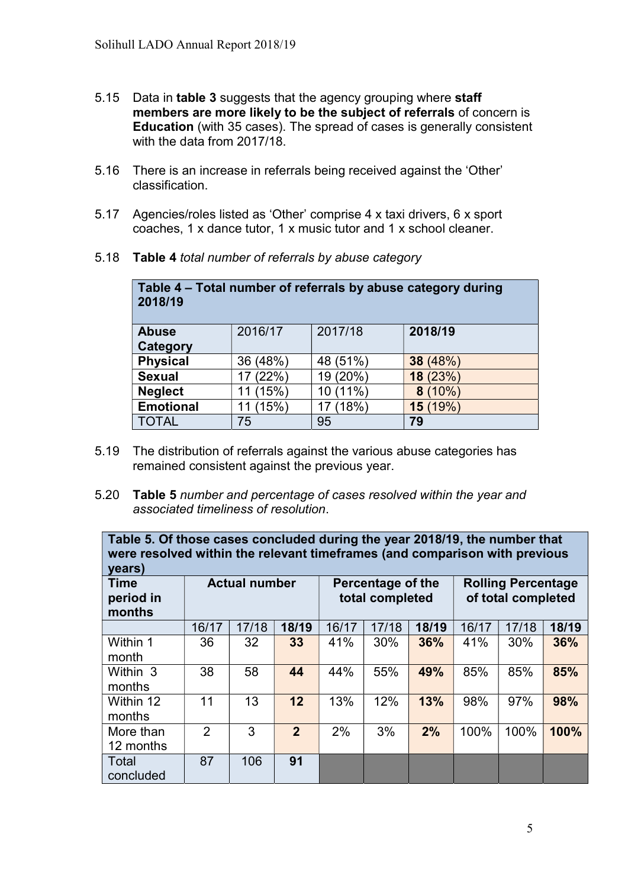5.15 Data in **table 3** suggests that the agency grouping where **staff members are more likely to be the subject of referrals** of concern is **Education** (with 35 cases). The spread of cases is generally consistent with the data from 2017/18.

5.16 There is an increase in referrals being received against the 'Other' classification.

5.17 Agencies/roles listed as 'Other' comprise 4 x taxi drivers, 6 x sport coaches, 1 x dance tutor, 1 x music tutor and 1 x school cleaner.

5.18 **Table 4** *total number of referrals by abuse category*

| **Table 4 – Total number of referrals by abuse category during 2018/19** | | | |
|---|---|---|---|
| **Abuse Category** | 2016/17 | 2017/18 | **2018/19** |
| **Physical** | 36 (48%) | 48 (51%) | **38** (48%) |
| **Sexual** | 17 (22%) | 19 (20%) | **18** (23%) |
| **Neglect** | 11 (15%) | 10 (11%) | **8** (10%) |
| **Emotional** | 11 (15%) | 17 (18%) | **15** (19%) |
| TOTAL | 75 | 95 | **79** |

5.19 The distribution of referrals against the various abuse categories has remained consistent against the previous year.

5.20 **Table 5** *number and percentage of cases resolved within the year and associated timeliness of resolution*.

| **Table 5. Of those cases concluded during the year 2018/19, the number that were resolved within the relevant timeframes (and comparison with previous years)** | | | | | | | | | |
|---|---|---|---|---|---|---|---|---|---|
| **Time period in months** | **Actual number** | | | **Percentage of the total completed** | | | **Rolling Percentage of total completed** | | |
| | 16/17 | 17/18 | **18/19** | 16/17 | 17/18 | **18/19** | 16/17 | 17/18 | **18/19** |
| Within 1 month | 36 | 32 | **33** | 41% | 30% | **36%** | 41% | 30% | **36%** |
| Within 3 months | 38 | 58 | **44** | 44% | 55% | **49%** | 85% | 85% | **85%** |
| Within 12 months | 11 | 13 | **12** | 13% | 12% | **13%** | 98% | 97% | **98%** |
| More than 12 months | 2 | 3 | **2** | 2% | 3% | **2%** | 100% | 100% | **100%** |
| Total concluded | 87 | 106 | **91** | | | | | | |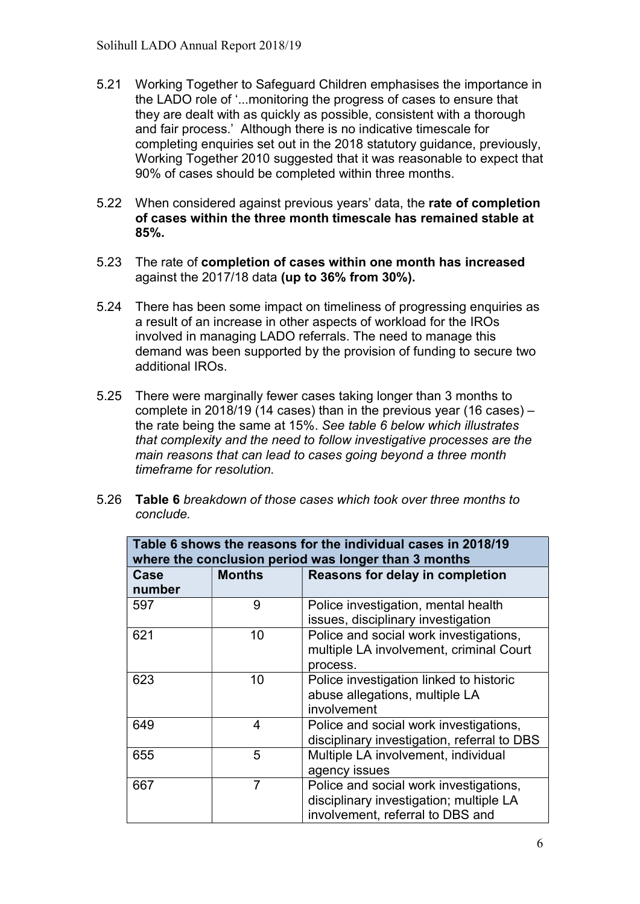5.21 Working Together to Safeguard Children emphasises the importance in the LADO role of '...monitoring the progress of cases to ensure that they are dealt with as quickly as possible, consistent with a thorough and fair process.' Although there is no indicative timescale for completing enquiries set out in the 2018 statutory guidance, previously, Working Together 2010 suggested that it was reasonable to expect that 90% of cases should be completed within three months.

5.22 When considered against previous years' data, the **rate of completion of cases within the three month timescale has remained stable at 85%.**

5.23 The rate of **completion of cases within one month has increased** against the 2017/18 data **(up to 36% from 30%).**

5.24 There has been some impact on timeliness of progressing enquiries as a result of an increase in other aspects of workload for the IROs involved in managing LADO referrals. The need to manage this demand was been supported by the provision of funding to secure two additional IROs.

5.25 There were marginally fewer cases taking longer than 3 months to complete in 2018/19 (14 cases) than in the previous year (16 cases) – the rate being the same at 15%. *See table 6 below which illustrates that complexity and the need to follow investigative processes are the main reasons that can lead to cases going beyond a three month timeframe for resolution.*

5.26 **Table 6** *breakdown of those cases which took over three months to conclude.*

| **Table 6 shows the reasons for the individual cases in 2018/19 where the conclusion period was longer than 3 months** | | |
|---|---|---|
| **Case number** | **Months** | **Reasons for delay in completion** |
| 597 | 9 | Police investigation, mental health issues, disciplinary investigation |
| 621 | 10 | Police and social work investigations, multiple LA involvement, criminal Court process. |
| 623 | 10 | Police investigation linked to historic abuse allegations, multiple LA involvement |
| 649 | 4 | Police and social work investigations, disciplinary investigation, referral to DBS |
| 655 | 5 | Multiple LA involvement, individual agency issues |
| 667 | 7 | Police and social work investigations, disciplinary investigation; multiple LA involvement, referral to DBS and |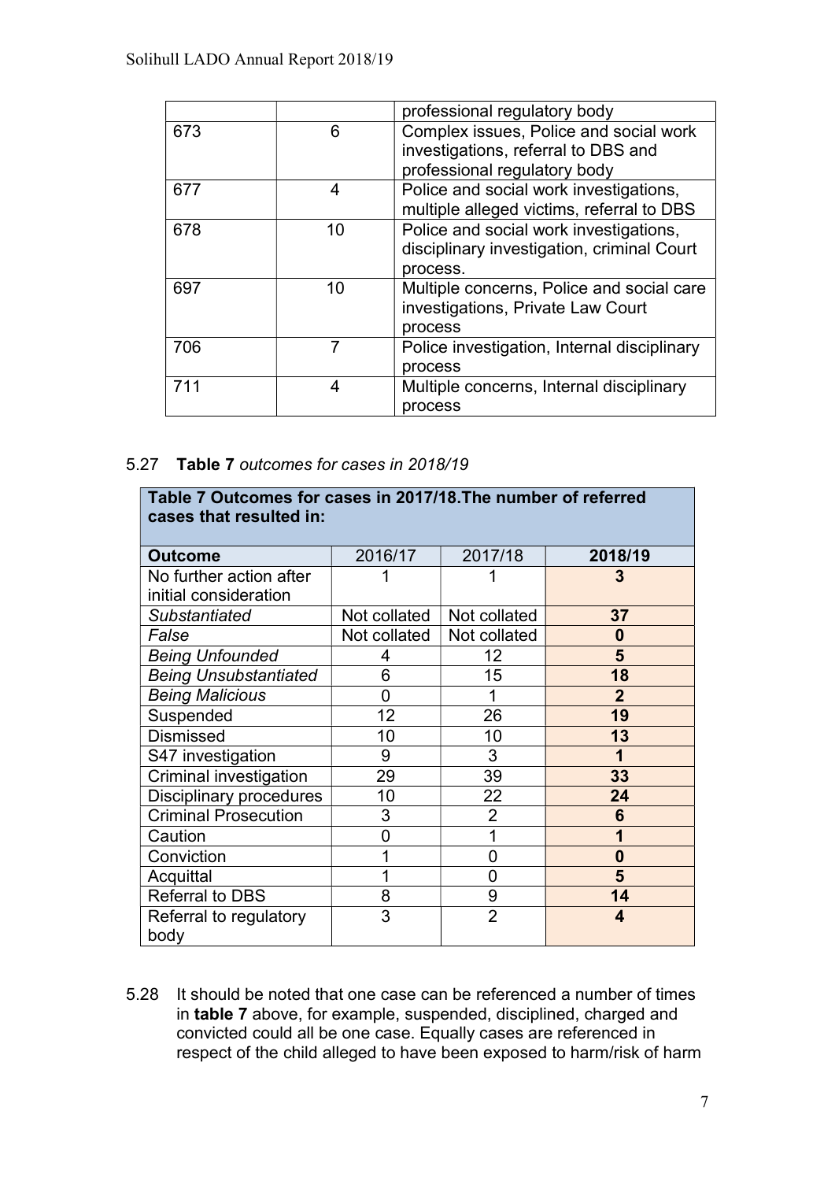| | | professional regulatory body |
|---|---|---|
| 673 | 6 | Complex issues, Police and social work investigations, referral to DBS and professional regulatory body |
| 677 | 4 | Police and social work investigations, multiple alleged victims, referral to DBS |
| 678 | 10 | Police and social work investigations, disciplinary investigation, criminal Court process. |
| 697 | 10 | Multiple concerns, Police and social care investigations, Private Law Court process |
| 706 | 7 | Police investigation, Internal disciplinary process |
| 711 | 4 | Multiple concerns, Internal disciplinary process |

5.27 **Table 7** *outcomes for cases in 2018/19*

| **Table 7 Outcomes for cases in 2017/18.The number of referred cases that resulted in:** | | | |
|---|---|---|---|
| **Outcome** | 2016/17 | 2017/18 | **2018/19** |
| No further action after initial consideration | 1 | 1 | **3** |
| *Substantiated* | Not collated | Not collated | **37** |
| *False* | Not collated | Not collated | **0** |
| *Being Unfounded* | 4 | 12 | **5** |
| *Being Unsubstantiated* | 6 | 15 | **18** |
| *Being Malicious* | 0 | 1 | **2** |
| Suspended | 12 | 26 | **19** |
| Dismissed | 10 | 10 | **13** |
| S47 investigation | 9 | 3 | **1** |
| Criminal investigation | 29 | 39 | **33** |
| Disciplinary procedures | 10 | 22 | **24** |
| Criminal Prosecution | 3 | 2 | **6** |
| Caution | 0 | 1 | **1** |
| Conviction | 1 | 0 | **0** |
| Acquittal | 1 | 0 | **5** |
| Referral to DBS | 8 | 9 | **14** |
| Referral to regulatory body | 3 | 2 | **4** |

5.28 It should be noted that one case can be referenced a number of times in **table 7** above, for example, suspended, disciplined, charged and convicted could all be one case. Equally cases are referenced in respect of the child alleged to have been exposed to harm/risk of harm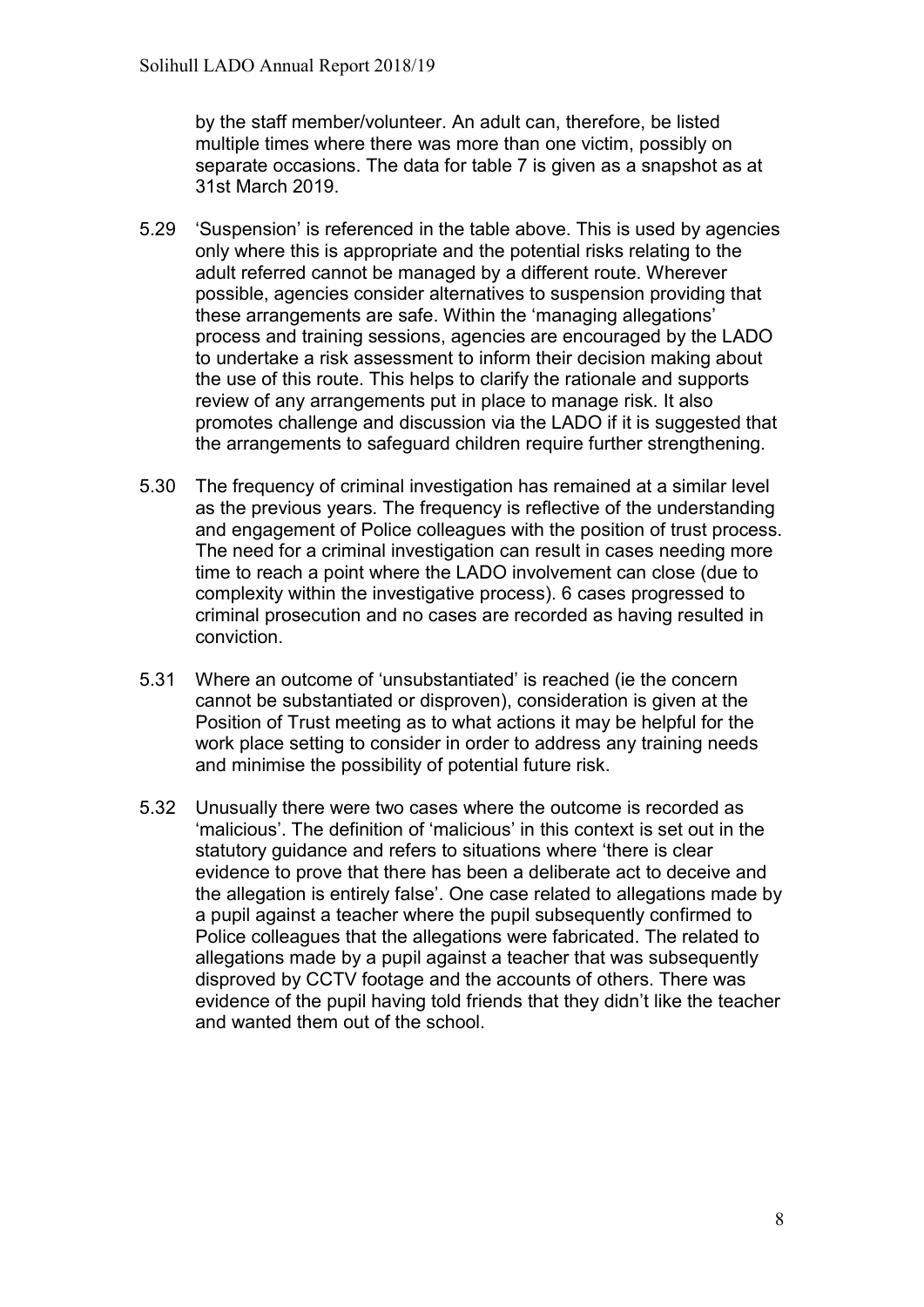by the staff member/volunteer. An adult can, therefore, be listed multiple times where there was more than one victim, possibly on separate occasions. The data for table 7 is given as a snapshot as at 31st March 2019.

5.29 'Suspension' is referenced in the table above. This is used by agencies only where this is appropriate and the potential risks relating to the adult referred cannot be managed by a different route. Wherever possible, agencies consider alternatives to suspension providing that these arrangements are safe. Within the 'managing allegations' process and training sessions, agencies are encouraged by the LADO to undertake a risk assessment to inform their decision making about the use of this route. This helps to clarify the rationale and supports review of any arrangements put in place to manage risk. It also promotes challenge and discussion via the LADO if it is suggested that the arrangements to safeguard children require further strengthening.

5.30 The frequency of criminal investigation has remained at a similar level as the previous years. The frequency is reflective of the understanding and engagement of Police colleagues with the position of trust process. The need for a criminal investigation can result in cases needing more time to reach a point where the LADO involvement can close (due to complexity within the investigative process). 6 cases progressed to criminal prosecution and no cases are recorded as having resulted in conviction.

5.31 Where an outcome of 'unsubstantiated' is reached (ie the concern cannot be substantiated or disproven), consideration is given at the Position of Trust meeting as to what actions it may be helpful for the work place setting to consider in order to address any training needs and minimise the possibility of potential future risk.

5.32 Unusually there were two cases where the outcome is recorded as 'malicious'. The definition of 'malicious' in this context is set out in the statutory guidance and refers to situations where 'there is clear evidence to prove that there has been a deliberate act to deceive and the allegation is entirely false'. One case related to allegations made by a pupil against a teacher where the pupil subsequently confirmed to Police colleagues that the allegations were fabricated. The related to allegations made by a pupil against a teacher that was subsequently disproved by CCTV footage and the accounts of others. There was evidence of the pupil having told friends that they didn't like the teacher and wanted them out of the school.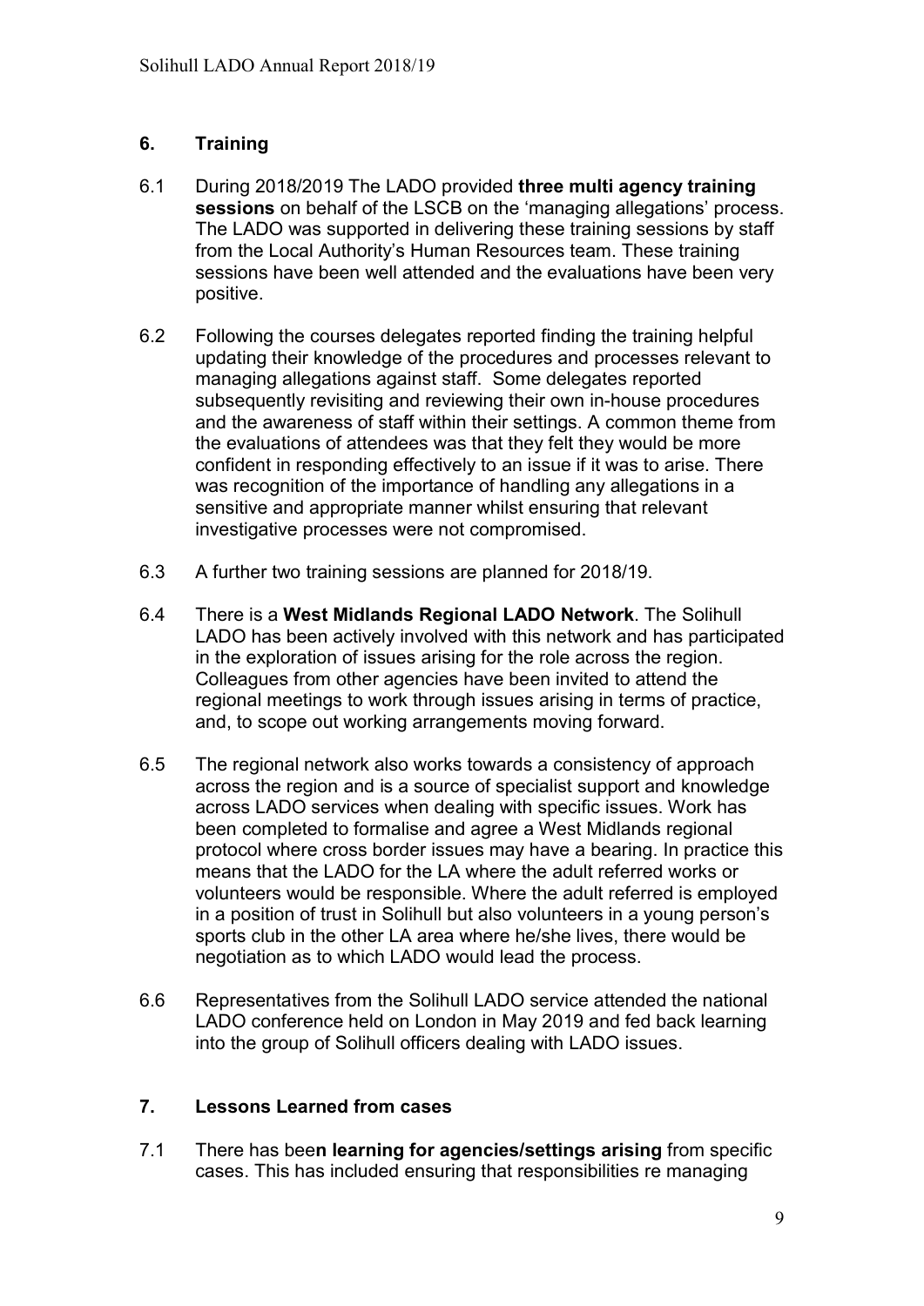## 6. Training

6.1 During 2018/2019 The LADO provided **three multi agency training sessions** on behalf of the LSCB on the 'managing allegations' process. The LADO was supported in delivering these training sessions by staff from the Local Authority's Human Resources team. These training sessions have been well attended and the evaluations have been very positive.

6.2 Following the courses delegates reported finding the training helpful updating their knowledge of the procedures and processes relevant to managing allegations against staff. Some delegates reported subsequently revisiting and reviewing their own in-house procedures and the awareness of staff within their settings. A common theme from the evaluations of attendees was that they felt they would be more confident in responding effectively to an issue if it was to arise. There was recognition of the importance of handling any allegations in a sensitive and appropriate manner whilst ensuring that relevant investigative processes were not compromised.

6.3 A further two training sessions are planned for 2018/19.

6.4 There is a **West Midlands Regional LADO Network**. The Solihull LADO has been actively involved with this network and has participated in the exploration of issues arising for the role across the region. Colleagues from other agencies have been invited to attend the regional meetings to work through issues arising in terms of practice, and, to scope out working arrangements moving forward.

6.5 The regional network also works towards a consistency of approach across the region and is a source of specialist support and knowledge across LADO services when dealing with specific issues. Work has been completed to formalise and agree a West Midlands regional protocol where cross border issues may have a bearing. In practice this means that the LADO for the LA where the adult referred works or volunteers would be responsible. Where the adult referred is employed in a position of trust in Solihull but also volunteers in a young person's sports club in the other LA area where he/she lives, there would be negotiation as to which LADO would lead the process.

6.6 Representatives from the Solihull LADO service attended the national LADO conference held on London in May 2019 and fed back learning into the group of Solihull officers dealing with LADO issues.

## 7. Lessons Learned from cases

7.1 There has bee**n learning for agencies/settings arising** from specific cases. This has included ensuring that responsibilities re managing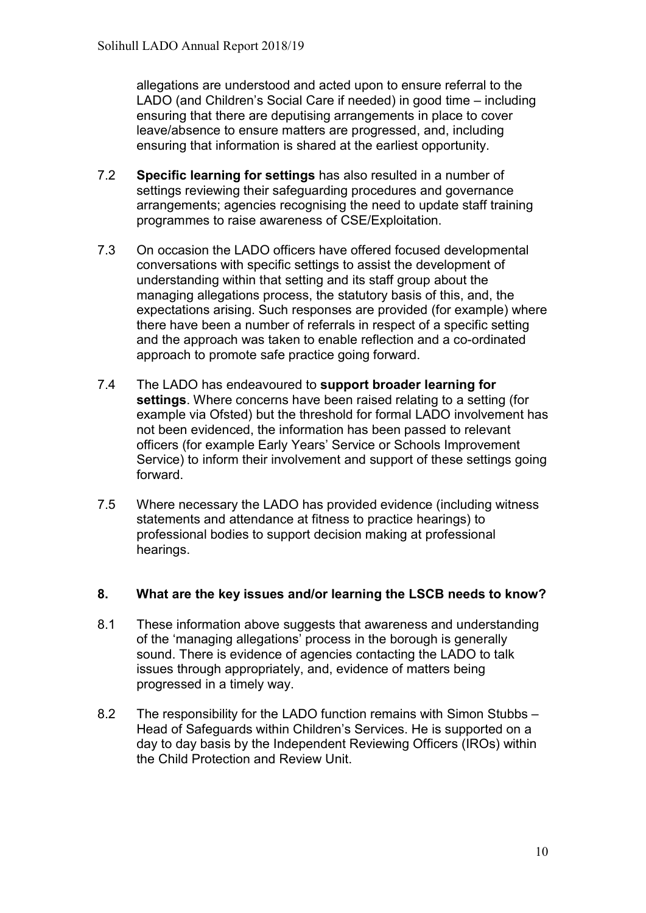allegations are understood and acted upon to ensure referral to the LADO (and Children's Social Care if needed) in good time – including ensuring that there are deputising arrangements in place to cover leave/absence to ensure matters are progressed, and, including ensuring that information is shared at the earliest opportunity.

7.2 **Specific learning for settings** has also resulted in a number of settings reviewing their safeguarding procedures and governance arrangements; agencies recognising the need to update staff training programmes to raise awareness of CSE/Exploitation.

7.3 On occasion the LADO officers have offered focused developmental conversations with specific settings to assist the development of understanding within that setting and its staff group about the managing allegations process, the statutory basis of this, and, the expectations arising. Such responses are provided (for example) where there have been a number of referrals in respect of a specific setting and the approach was taken to enable reflection and a co-ordinated approach to promote safe practice going forward.

7.4 The LADO has endeavoured to **support broader learning for settings**. Where concerns have been raised relating to a setting (for example via Ofsted) but the threshold for formal LADO involvement has not been evidenced, the information has been passed to relevant officers (for example Early Years' Service or Schools Improvement Service) to inform their involvement and support of these settings going forward.

7.5 Where necessary the LADO has provided evidence (including witness statements and attendance at fitness to practice hearings) to professional bodies to support decision making at professional hearings.

## 8. What are the key issues and/or learning the LSCB needs to know?

8.1 These information above suggests that awareness and understanding of the 'managing allegations' process in the borough is generally sound. There is evidence of agencies contacting the LADO to talk issues through appropriately, and, evidence of matters being progressed in a timely way.

8.2 The responsibility for the LADO function remains with Simon Stubbs – Head of Safeguards within Children's Services. He is supported on a day to day basis by the Independent Reviewing Officers (IROs) within the Child Protection and Review Unit.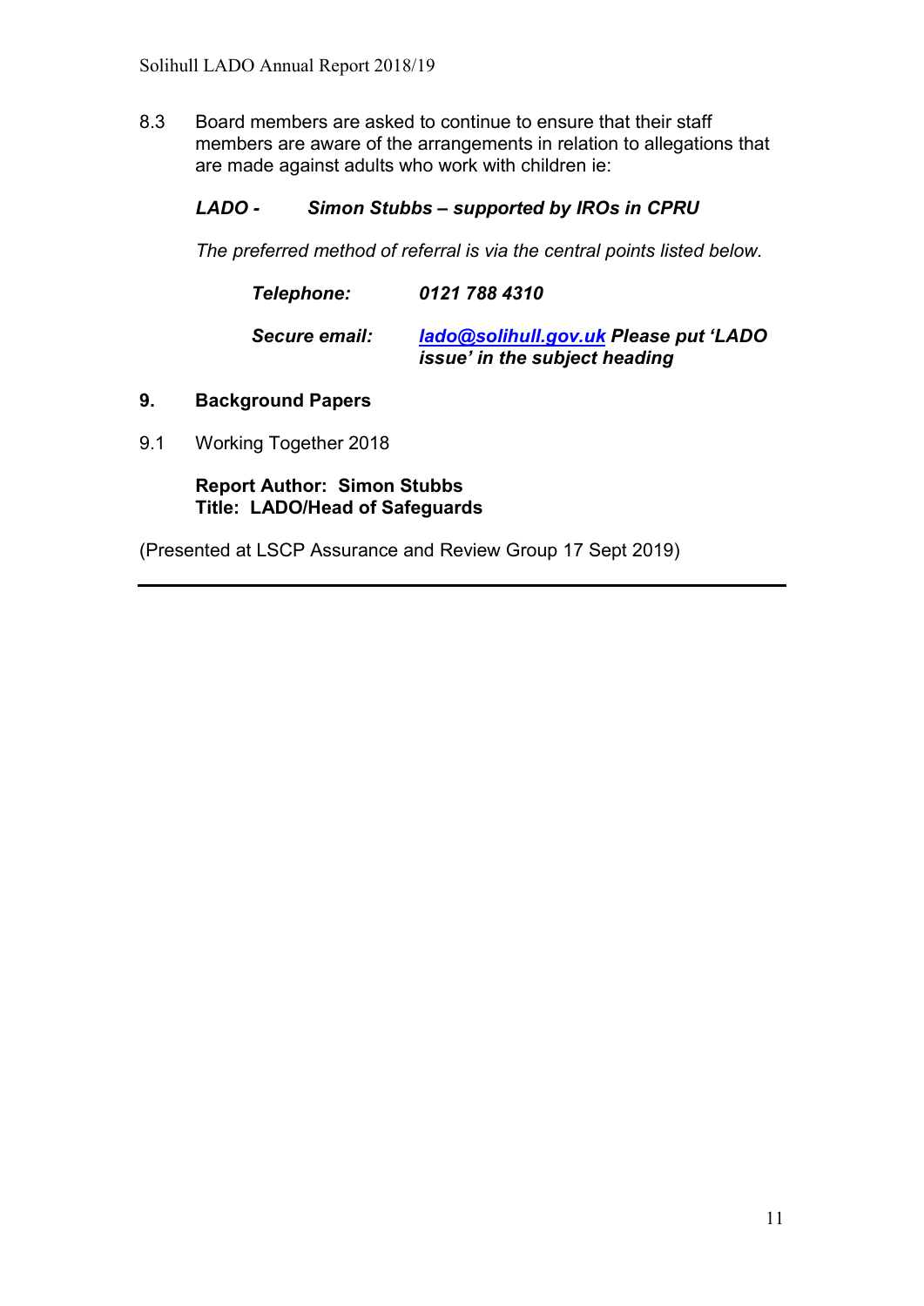8.3 Board members are asked to continue to ensure that their staff members are aware of the arrangements in relation to allegations that are made against adults who work with children ie:

***LADO - Simon Stubbs – supported by IROs in CPRU***

*The preferred method of referral is via the central points listed below.*

***Telephone:*** ***0121 788 4310***

***Secure email:*** ***lado@solihull.gov.uk Please put 'LADO issue' in the subject heading***

## 9. Background Papers

9.1 Working Together 2018

**Report Author: Simon Stubbs**
**Title: LADO/Head of Safeguards**

(Presented at LSCP Assurance and Review Group 17 Sept 2019)